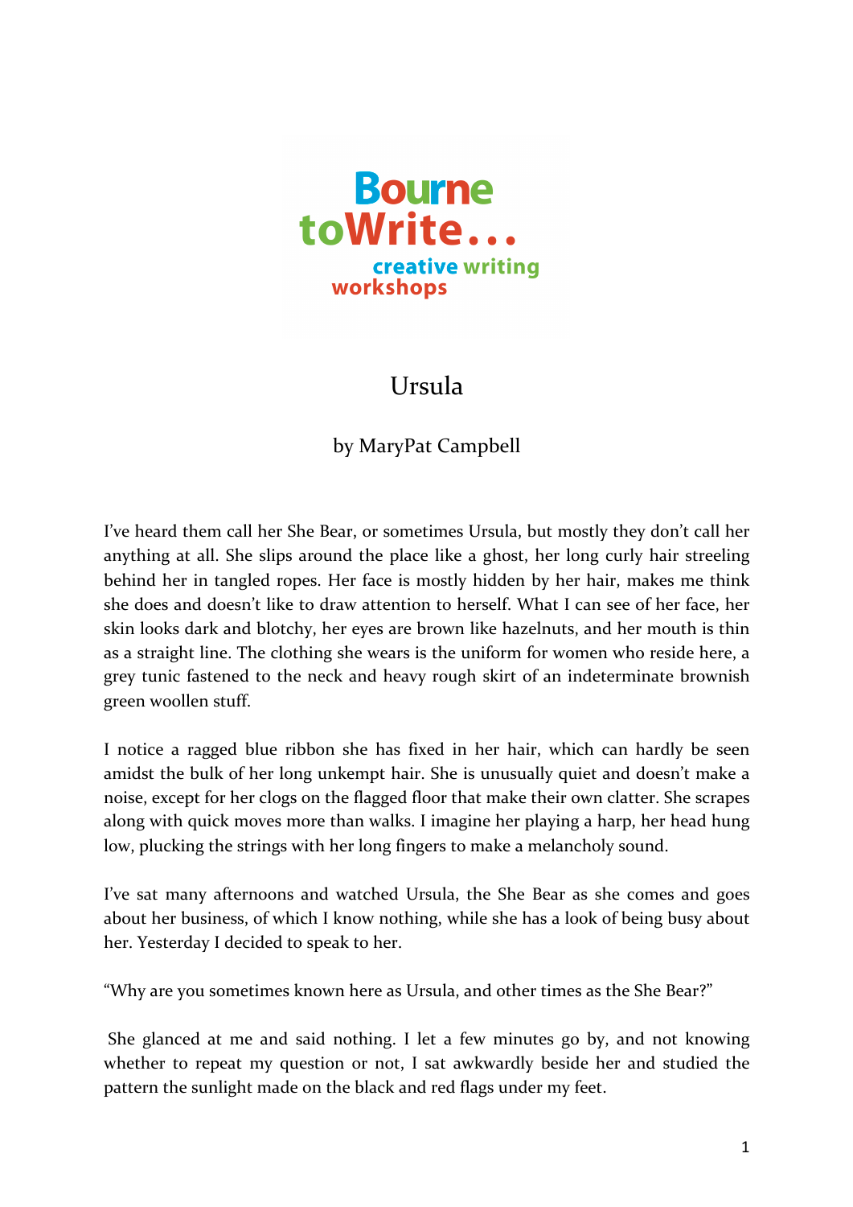Bourne toWrite... creative writing workshops

# Ursula

by MaryPat Campbell

I've heard them call her She Bear, or sometimes Ursula, but mostly they don't call her anything at all. She slips around the place like a ghost, her long curly hair streeling behind her in tangled ropes. Her face is mostly hidden by her hair, makes me think she does and doesn't like to draw attention to herself. What I can see of her face, her skin looks dark and blotchy, her eyes are brown like hazelnuts, and her mouth is thin as a straight line. The clothing she wears is the uniform for women who reside here, a grey tunic fastened to the neck and heavy rough skirt of an indeterminate brownish green woollen stuff.

I notice a ragged blue ribbon she has fixed in her hair, which can hardly be seen amidst the bulk of her long unkempt hair. She is unusually quiet and doesn't make a noise, except for her clogs on the flagged floor that make their own clatter. She scrapes along with quick moves more than walks. I imagine her playing a harp, her head hung low, plucking the strings with her long fingers to make a melancholy sound.

I've sat many afternoons and watched Ursula, the She Bear as she comes and goes about her business, of which I know nothing, while she has a look of being busy about her. Yesterday I decided to speak to her.

"Why are you sometimes known here as Ursula, and other times as the She Bear?"

She glanced at me and said nothing. I let a few minutes go by, and not knowing whether to repeat my question or not, I sat awkwardly beside her and studied the pattern the sunlight made on the black and red flags under my feet.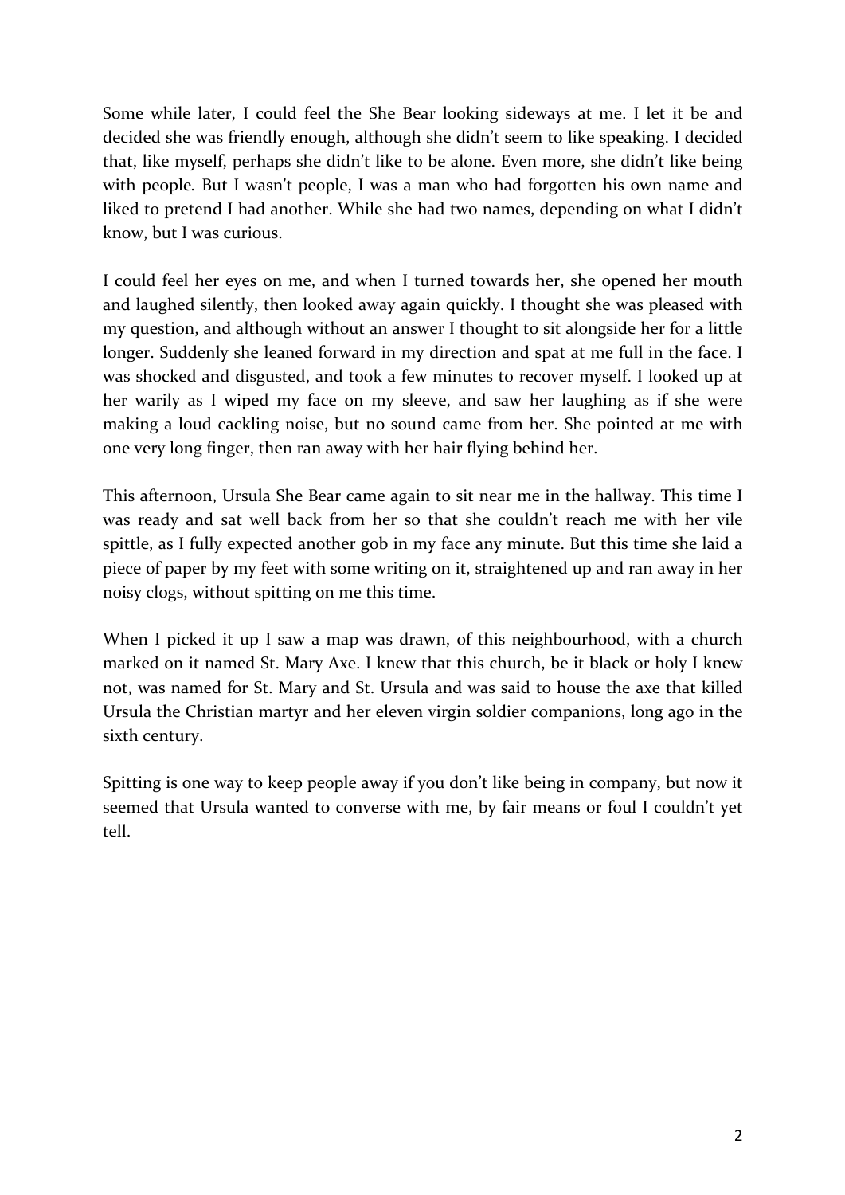Some while later, I could feel the She Bear looking sideways at me. I let it be and decided she was friendly enough, although she didn't seem to like speaking. I decided that, like myself, perhaps she didn't like to be alone. Even more, she didn't like being with people. But I wasn't people, I was a man who had forgotten his own name and liked to pretend I had another. While she had two names, depending on what I didn't know, but I was curious.

I could feel her eyes on me, and when I turned towards her, she opened her mouth and laughed silently, then looked away again quickly. I thought she was pleased with my question, and although without an answer I thought to sit alongside her for a little longer. Suddenly she leaned forward in my direction and spat at me full in the face. I was shocked and disgusted, and took a few minutes to recover myself. I looked up at her warily as I wiped my face on my sleeve, and saw her laughing as if she were making a loud cackling noise, but no sound came from her. She pointed at me with one very long finger, then ran away with her hair flying behind her.

This afternoon, Ursula She Bear came again to sit near me in the hallway. This time I was ready and sat well back from her so that she couldn't reach me with her vile spittle, as I fully expected another gob in my face any minute. But this time she laid a piece of paper by my feet with some writing on it, straightened up and ran away in her noisy clogs, without spitting on me this time.

When I picked it up I saw a map was drawn, of this neighbourhood, with a church marked on it named St. Mary Axe. I knew that this church, be it black or holy I knew not, was named for St. Mary and St. Ursula and was said to house the axe that killed Ursula the Christian martyr and her eleven virgin soldier companions, long ago in the sixth century.

Spitting is one way to keep people away if you don't like being in company, but now it seemed that Ursula wanted to converse with me, by fair means or foul I couldn't yet tell.